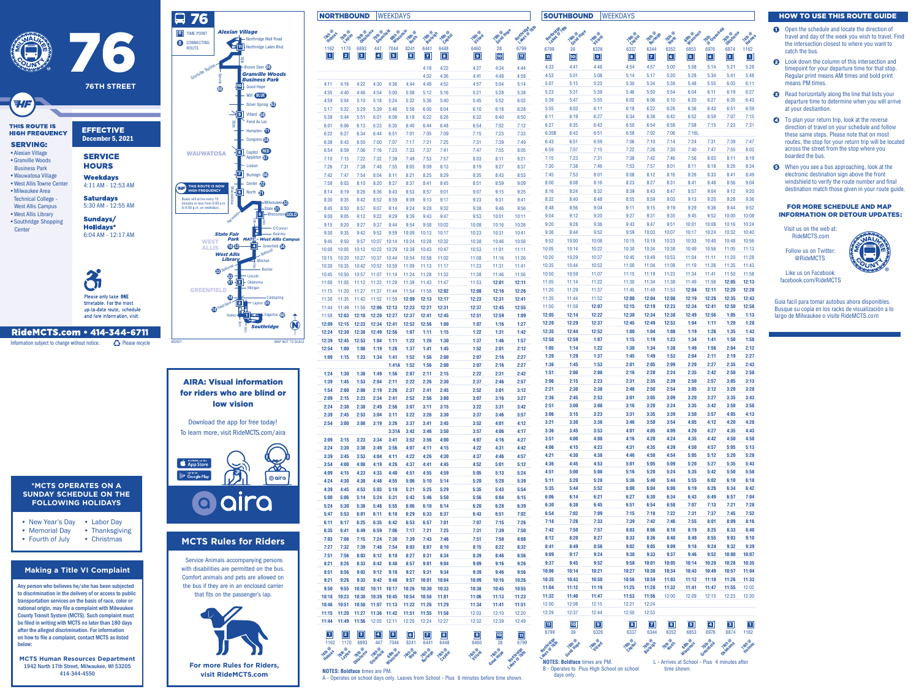# 76

## 76TH STREET

**THIS ROUTE IS HIGH FREQUENCY**

**EFFECTIVE**
December 5, 2021

### SERVING:

- Alexian Village
- Granville Woods Business Park
- Wauwatosa Village
- West Allis Towne Center
- Milwaukee Area Technical College - West Allis Campus
- West Allis Library
- Southridge Shopping Center

### SERVICE HOURS

**Weekdays**
4:11 AM - 12:53 AM

**Saturdays**
5:30 AM - 12:55 AM

**Sundays/ Holidays***
6:04 AM - 12:17 AM

Please only take ONE timetable. For the most up-to-date route, schedule and fare information, visit:

**RideMCTS.com • 414-344-6711**

Information subject to change without notice. Please recycle

## 76

TIME POINT | CONNECTING ROUTE

Alexian Village · Northridge Mall Road · Northridge Lakes Blvd · Brown Deer · Granville Woods Business Park · Good Hope · Mill · Silver Spring · Villard · Fond du Lac · Hampton · Congress · Capitol · Appleton · Lisbon · Burleigh · Center · North · Milwaukee · State · Wisconsin · O'Connor · Kearney · State Fair Park · MATC - West Allis Campus · Greenfield · National · West Allis Library · Mitchell · Becher · Lincoln · Oklahoma · Morgan · Coldspring · Layton · Edgerton · Holmes · Southridge · WAUWATOSA · WEST ALLIS · GREENFIELD

THIS ROUTE IS NOW HIGH FREQUENCY
Buses will arrive every 15 minutes or less from 6:00 a.m. to 6:00 p.m. on weekdays.

MAP NOT TO SCALE

## NORTHBOUND WEEKDAYS

| 76th @ Holmes (1162) [1] | 76th @ Layton (1170) [2] | 76th @ Oklahoma (6893) [3] | 76th @ Greenfield (447) [4] | 68th @ Wisconsin (7044) [5] | 76th @ North (8241) [6] | 76th @ Burleigh (6441) [7] | 76th @ Capitol (6448) [8] | 76th @ Villard (6460) [9] | 76th @ Good Hope (28) [10] | Northridge Lakes @ 76th (6799) [11] |
|---|---|---|---|---|---|---|---|---|---|---|
| | | | | | | 4:18 | 4:22 | 4:27 | 4:34 | 4:44 |
| | | | | | | 4:32 | 4:36 | 4:41 | 4:48 | 4:58 |
| 4:11 | 4:16 | 4:22 | 4:30 | 4:36 | 4:44 | 4:48 | 4:52 | 4:57 | 5:04 | 5:14 |
| 4:35 | 4:40 | 4:46 | 4:54 | 5:00 | 5:08 | 5:12 | 5:16 | 5:21 | 5:28 | 5:38 |
| 4:59 | 5:04 | 5:10 | 5:18 | 5:24 | 5:32 | 5:36 | 5:40 | 5:45 | 5:52 | 6:02 |
| 5:17 | 5:22 | 5:29 | 5:39 | 5:46 | 5:56 | 6:00 | 6:04 | 6:10 | 6:18 | 6:28 |
| 5:39 | 5:44 | 5:51 | 6:01 | 6:08 | 6:18 | 6:22 | 6:26 | 6:32 | 6:40 | 6:50 |
| 6:01 | 6:06 | 6:13 | 6:23 | 6:30 | 6:40 | 6:44 | 6:48 | 6:54 | 7:02 | 7:12 |
| 6:22 | 6:27 | 6:34 | 6:44 | 6:51 | 7:01 | 7:05 | 7:09 | 7:15 | 7:23 | 7:33 |
| 6:38 | 6:43 | 6:50 | 7:00 | 7:07 | 7:17 | 7:21 | 7:25 | 7:31 | 7:39 | 7:49 |
| 6:54 | 6:59 | 7:06 | 7:16 | 7:23 | 7:33 | 7:37 | 7:41 | 7:47 | 7:55 | 8:05 |
| 7:10 | 7:15 | 7:22 | 7:32 | 7:39 | 7:49 | 7:53 | 7:57 | 8:03 | 8:11 | 8:21 |
| 7:26 | 7:31 | 7:38 | 7:48 | 7:55 | 8:05 | 8:09 | 8:13 | 8:19 | 8:27 | 8:37 |
| 7:42 | 7:47 | 7:54 | 8:04 | 8:11 | 8:21 | 8:25 | 8:29 | 8:35 | 8:43 | 8:53 |
| 7:58 | 8:03 | 8:10 | 8:20 | 8:27 | 8:37 | 8:41 | 8:45 | 8:51 | 8:59 | 9:09 |
| 8:14 | 8:19 | 8:26 | 8:36 | 8:43 | 8:53 | 8:57 | 9:01 | 9:07 | 9:15 | 9:25 |
| 8:30 | 8:35 | 8:42 | 8:52 | 8:59 | 9:09 | 9:13 | 9:17 | 9:23 | 9:31 | 9:41 |
| 8:45 | 8:50 | 8:57 | 9:07 | 9:14 | 9:24 | 9:28 | 9:32 | 9:38 | 9:46 | 9:56 |
| 9:00 | 9:05 | 9:12 | 9:22 | 9:29 | 9:39 | 9:43 | 9:47 | 9:53 | 10:01 | 10:11 |
| 9:15 | 9:20 | 9:27 | 9:37 | 9:44 | 9:54 | 9:58 | 10:02 | 10:08 | 10:16 | 10:26 |
| 9:30 | 9:35 | 9:42 | 9:52 | 9:59 | 10:09 | 10:13 | 10:17 | 10:23 | 10:31 | 10:41 |
| 9:45 | 9:50 | 9:57 | 10:07 | 10:14 | 10:24 | 10:28 | 10:32 | 10:38 | 10:46 | 10:56 |
| 10:00 | 10:05 | 10:12 | 10:22 | 10:29 | 10:39 | 10:43 | 10:47 | 10:53 | 11:01 | 11:11 |
| 10:15 | 10:20 | 10:27 | 10:37 | 10:44 | 10:54 | 10:58 | 11:02 | 11:08 | 11:16 | 11:26 |
| 10:30 | 10:35 | 10:42 | 10:52 | 10:59 | 11:09 | 11:13 | 11:17 | 11:23 | 11:31 | 11:41 |
| 10:45 | 10:50 | 10:57 | 11:07 | 11:14 | 11:24 | 11:28 | 11:32 | 11:38 | 11:46 | 11:56 |
| 11:00 | 11:05 | 11:12 | 11:22 | 11:29 | 11:39 | 11:43 | 11:47 | 11:53 | **12:01** | **12:11** |
| 11:15 | 11:20 | 11:27 | 11:37 | 11:44 | 11:54 | 11:58 | **12:02** | **12:08** | **12:16** | **12:26** |
| 11:30 | 11:35 | 11:42 | 11:52 | 11:59 | **12:09** | **12:13** | **12:17** | **12:23** | **12:31** | **12:41** |
| 11:44 | 11:49 | 11:56 | **12:06** | **12:13** | **12:23** | **12:27** | **12:31** | **12:37** | **12:45** | **12:55** |
| 11:58 | **12:03** | **12:10** | **12:20** | **12:27** | **12:37** | **12:41** | **12:45** | **12:51** | **12:59** | **1:09** |
| **12:09** | **12:15** | **12:23** | **12:34** | **12:41** | **12:52** | **12:56** | **1:00** | **1:07** | **1:16** | **1:27** |
| **12:24** | **12:30** | **12:38** | **12:49** | **12:56** | **1:07** | **1:11** | **1:15** | **1:22** | **1:31** | **1:42** |
| **12:39** | **12:45** | **12:53** | **1:04** | **1:11** | **1:22** | **1:26** | **1:30** | **1:37** | **1:46** | **1:57** |
| **12:54** | **1:00** | **1:08** | **1:19** | **1:26** | **1:37** | **1:41** | **1:45** | **1:52** | **2:01** | **2:12** |
| **1:09** | **1:15** | **1:23** | **1:34** | **1:41** | **1:52** | **1:56** | **2:00** | **2:07** | **2:16** | **2:27** |
| | | | | **1:41A** | **1:52** | **1:56** | **2:00** | **2:07** | **2:16** | **2:27** |
| **1:24** | **1:30** | **1:38** | **1:49** | **1:56** | **2:07** | **2:11** | **2:15** | **2:22** | **2:31** | **2:42** |
| **1:39** | **1:45** | **1:53** | **2:04** | **2:11** | **2:22** | **2:26** | **2:30** | **2:37** | **2:46** | **2:57** |
| **1:54** | **2:00** | **2:08** | **2:19** | **2:26** | **2:37** | **2:41** | **2:45** | **2:52** | **3:01** | **3:12** |
| **2:09** | **2:15** | **2:23** | **2:34** | **2:41** | **2:52** | **2:56** | **3:00** | **3:07** | **3:16** | **3:27** |
| **2:24** | **2:30** | **2:38** | **2:49** | **2:56** | **3:07** | **3:11** | **3:15** | **3:22** | **3:31** | **3:42** |
| **2:39** | **2:45** | **2:53** | **3:04** | **3:11** | **3:22** | **3:26** | **3:30** | **3:37** | **3:46** | **3:57** |
| **2:54** | **3:00** | **3:08** | **3:19** | **3:26** | **3:37** | **3:41** | **3:45** | **3:52** | **4:01** | **4:12** |
| | | | | **3:31A** | **3:42** | **3:46** | **3:50** | **3:57** | **4:06** | **4:17** |
| **3:09** | **3:15** | **3:23** | **3:34** | **3:41** | **3:52** | **3:56** | **4:00** | **4:07** | **4:16** | **4:27** |
| **3:24** | **3:30** | **3:38** | **3:49** | **3:56** | **4:07** | **4:11** | **4:15** | **4:22** | **4:31** | **4:42** |
| **3:39** | **3:45** | **3:53** | **4:04** | **4:11** | **4:22** | **4:26** | **4:30** | **4:37** | **4:46** | **4:57** |
| **3:54** | **4:00** | **4:08** | **4:19** | **4:26** | **4:37** | **4:41** | **4:45** | **4:52** | **5:01** | **5:12** |
| **4:09** | **4:15** | **4:23** | **4:33** | **4:40** | **4:51** | **4:55** | **4:59** | **5:05** | **5:13** | **5:24** |
| **4:24** | **4:30** | **4:38** | **4:48** | **4:55** | **5:06** | **5:10** | **5:14** | **5:20** | **5:28** | **5:39** |
| **4:39** | **4:45** | **4:53** | **5:03** | **5:10** | **5:21** | **5:25** | **5:29** | **5:35** | **5:43** | **5:54** |
| **5:00** | **5:06** | **5:14** | **5:24** | **5:31** | **5:42** | **5:46** | **5:50** | **5:56** | **6:04** | **6:15** |
| **5:24** | **5:30** | **5:38** | **5:48** | **5:55** | **6:06** | **6:10** | **6:14** | **6:20** | **6:28** | **6:39** |
| **5:47** | **5:53** | **6:01** | **6:11** | **6:18** | **6:29** | **6:33** | **6:37** | **6:43** | **6:51** | **7:02** |
| **6:11** | **6:17** | **6:25** | **6:35** | **6:42** | **6:53** | **6:57** | **7:01** | **7:07** | **7:15** | **7:26** |
| **6:35** | **6:41** | **6:49** | **6:59** | **7:06** | **7:17** | **7:21** | **7:25** | **7:31** | **7:39** | **7:50** |
| **7:03** | **7:08** | **7:15** | **7:24** | **7:30** | **7:39** | **7:43** | **7:46** | **7:51** | **7:58** | **8:08** |
| **7:27** | **7:32** | **7:39** | **7:48** | **7:54** | **8:03** | **8:07** | **8:10** | **8:15** | **8:22** | **8:32** |
| **7:51** | **7:56** | **8:03** | **8:12** | **8:18** | **8:27** | **8:31** | **8:34** | **8:39** | **8:46** | **8:56** |
| **8:21** | **8:26** | **8:33** | **8:42** | **8:48** | **8:57** | **9:01** | **9:04** | **9:09** | **9:16** | **9:26** |
| **8:51** | **8:56** | **9:03** | **9:12** | **9:18** | **9:27** | **9:31** | **9:34** | **9:39** | **9:46** | **9:56** |
| **9:21** | **9:26** | **9:33** | **9:42** | **9:48** | **9:57** | **10:01** | **10:04** | **10:09** | **10:16** | **10:26** |
| **9:50** | **9:55** | **10:02** | **10:11** | **10:17** | **10:26** | **10:30** | **10:33** | **10:38** | **10:45** | **10:55** |
| **10:18** | **10:23** | **10:30** | **10:39** | **10:45** | **10:54** | **10:58** | **11:01** | **11:06** | **11:13** | **11:23** |
| **10:46** | **10:51** | **10:58** | **11:07** | **11:13** | **11:22** | **11:26** | **11:29** | **11:34** | **11:41** | **11:51** |
| **11:15** | **11:20** | **11:27** | **11:36** | **11:42** | **11:51** | **11:55** | **11:58** | 12:03 | 12:10 | 12:20 |
| **11:44** | **11:49** | **11:56** | 12:05 | 12:11 | 12:20 | 12:24 | 12:27 | 12:32 | 12:39 | 12:49 |

**NOTES: Boldface** times are PM.
A - Operates on school days only. Leaves from School - Plus 6 minutes before time shown.

## SOUTHBOUND WEEKDAYS

| Northridge Lakes @ 76th (6799) [11] | 76th @ Good Hope (39) [10] | 76th @ Villard (6326) [9] | 76th @ Capitol (6337) [8] | 76th @ Burleigh (6344) [7] | 76th @ North (6352) [6] | 68th @ Wisconsin (6853) [5] | 76th @ Greenfield (6976) [4] | 76th @ Oklahoma (6874) [3] | 76th @ Holmes (1162) [1] |
|---|---|---|---|---|---|---|---|---|---|
| 4:33 | 4:41 | 4:48 | 4:54 | 4:57 | 5:00 | 5:08 | 5:14 | 5:21 | 5:28 |
| 4:53 | 5:01 | 5:08 | 5:14 | 5:17 | 5:20 | 5:28 | 5:34 | 5:41 | 5:48 |
| 5:07 | 5:15 | 5:23 | 5:30 | 5:34 | 5:38 | 5:48 | 5:55 | 6:03 | 6:11 |
| 5:23 | 5:31 | 5:39 | 5:46 | 5:50 | 5:54 | 6:04 | 6:11 | 6:19 | 6:27 |
| 5:39 | 5:47 | 5:55 | 6:02 | 6:06 | 6:10 | 6:20 | 6:27 | 6:35 | 6:43 |
| 5:55 | 6:03 | 6:11 | 6:18 | 6:22 | 6:26 | 6:36 | 6:43 | 6:51 | 6:59 |
| 6:11 | 6:19 | 6:27 | 6:34 | 6:38 | 6:42 | 6:52 | 6:59 | 7:07 | 7:15 |
| 6:27 | 6:35 | 6:43 | 6:50 | 6:54 | 6:58 | 7:08 | 7:15 | 7:23 | 7:31 |
| 6:35B | 6:43 | 6:51 | 6:58 | 7:02 | 7:06 | 7:16L | | | |
| 6:43 | 6:51 | 6:59 | 7:06 | 7:10 | 7:14 | 7:24 | 7:31 | 7:39 | 7:47 |
| 6:59 | 7:07 | 7:15 | 7:22 | 7:26 | 7:30 | 7:40 | 7:47 | 7:55 | 8:03 |
| 7:15 | 7:23 | 7:31 | 7:38 | 7:42 | 7:46 | 7:56 | 8:03 | 8:11 | 8:19 |
| 7:30 | 7:38 | 7:46 | 7:53 | 7:57 | 8:01 | 8:11 | 8:18 | 8:26 | 8:34 |
| 7:45 | 7:53 | 8:01 | 8:08 | 8:12 | 8:16 | 8:26 | 8:33 | 8:41 | 8:49 |
| 8:00 | 8:08 | 8:16 | 8:23 | 8:27 | 8:31 | 8:41 | 8:48 | 8:56 | 9:04 |
| 8:16 | 8:24 | 8:32 | 8:39 | 8:43 | 8:47 | 8:57 | 9:04 | 9:12 | 9:20 |
| 8:32 | 8:40 | 8:48 | 8:55 | 8:59 | 9:03 | 9:13 | 9:20 | 9:28 | 9:36 |
| 8:48 | 8:56 | 9:04 | 9:11 | 9:15 | 9:19 | 9:29 | 9:36 | 9:44 | 9:52 |
| 9:04 | 9:12 | 9:20 | 9:27 | 9:31 | 9:35 | 9:45 | 9:52 | 10:00 | 10:08 |
| 9:20 | 9:28 | 9:36 | 9:43 | 9:47 | 9:51 | 10:01 | 10:08 | 10:16 | 10:24 |
| 9:36 | 9:44 | 9:52 | 9:59 | 10:03 | 10:07 | 10:17 | 10:24 | 10:32 | 10:40 |
| 9:52 | 10:00 | 10:08 | 10:15 | 10:19 | 10:23 | 10:33 | 10:40 | 10:48 | 10:56 |
| 10:05 | 10:14 | 10:22 | 10:30 | 10:34 | 10:38 | 10:49 | 10:56 | 11:05 | 11:13 |
| 10:20 | 10:29 | 10:37 | 10:45 | 10:49 | 10:53 | 11:04 | 11:11 | 11:20 | 11:28 |
| 10:35 | 10:44 | 10:52 | 11:00 | 11:04 | 11:08 | 11:19 | 11:26 | 11:35 | 11:43 |
| 10:50 | 10:59 | 11:07 | 11:15 | 11:19 | 11:23 | 11:34 | 11:41 | 11:50 | 11:58 |
| 11:05 | 11:14 | 11:22 | 11:30 | 11:34 | 11:38 | 11:49 | 11:56 | **12:05** | **12:13** |
| 11:20 | 11:29 | 11:37 | 11:45 | 11:49 | 11:53 | **12:04** | **12:11** | **12:20** | **12:28** |
| 11:35 | 11:44 | 11:52 | **12:00** | **12:04** | **12:08** | **12:19** | **12:26** | **12:35** | **12:43** |
| 11:50 | 11:59 | **12:07** | **12:15** | **12:19** | **12:23** | **12:34** | **12:41** | **12:50** | **12:58** |
| **12:05** | **12:14** | **12:22** | **12:30** | **12:34** | **12:38** | **12:49** | **12:56** | **1:05** | **1:13** |
| **12:20** | **12:29** | **12:37** | **12:45** | **12:49** | **12:53** | **1:04** | **1:11** | **1:20** | **1:28** |
| **12:35** | **12:44** | **12:52** | **1:00** | **1:04** | **1:08** | **1:19** | **1:26** | **1:35** | **1:43** |
| **12:50** | **12:59** | **1:07** | **1:15** | **1:19** | **1:23** | **1:34** | **1:41** | **1:50** | **1:58** |
| **1:05** | **1:14** | **1:22** | **1:30** | **1:34** | **1:38** | **1:49** | **1:56** | **2:04** | **2:12** |
| **1:20** | **1:29** | **1:37** | **1:45** | **1:49** | **1:53** | **2:04** | **2:11** | **2:19** | **2:27** |
| **1:36** | **1:45** | **1:53** | **2:01** | **2:05** | **2:09** | **2:20** | **2:27** | **2:35** | **2:43** |
| **1:51** | **2:00** | **2:08** | **2:16** | **2:20** | **2:24** | **2:35** | **2:42** | **2:50** | **2:58** |
| **2:06** | **2:15** | **2:23** | **2:31** | **2:35** | **2:39** | **2:50** | **2:57** | **3:05** | **3:13** |
| **2:21** | **2:30** | **2:38** | **2:46** | **2:50** | **2:54** | **3:05** | **3:12** | **3:20** | **3:28** |
| **2:36** | **2:45** | **2:53** | **3:01** | **3:05** | **3:09** | **3:20** | **3:27** | **3:35** | **3:43** |
| **2:51** | **3:00** | **3:08** | **3:16** | **3:20** | **3:24** | **3:35** | **3:42** | **3:50** | **3:58** |
| **3:06** | **3:15** | **3:23** | **3:31** | **3:35** | **3:39** | **3:50** | **3:57** | **4:05** | **4:13** |
| **3:21** | **3:30** | **3:38** | **3:46** | **3:50** | **3:54** | **4:05** | **4:12** | **4:20** | **4:28** |
| **3:36** | **3:45** | **3:53** | **4:01** | **4:05** | **4:09** | **4:20** | **4:27** | **4:35** | **4:43** |
| **3:51** | **4:00** | **4:08** | **4:16** | **4:20** | **4:24** | **4:35** | **4:42** | **4:50** | **4:58** |
| **4:06** | **4:15** | **4:23** | **4:31** | **4:35** | **4:39** | **4:50** | **4:57** | **5:05** | **5:13** |
| **4:21** | **4:30** | **4:38** | **4:46** | **4:50** | **4:54** | **5:05** | **5:12** | **5:20** | **5:28** |
| **4:36** | **4:45** | **4:53** | **5:01** | **5:05** | **5:09** | **5:20** | **5:27** | **5:35** | **5:43** |
| **4:51** | **5:00** | **5:08** | **5:16** | **5:20** | **5:24** | **5:35** | **5:42** | **5:50** | **5:58** |
| **5:11** | **5:20** | **5:28** | **5:36** | **5:40** | **5:44** | **5:55** | **6:02** | **6:10** | **6:18** |
| **5:35** | **5:44** | **5:52** | **6:00** | **6:04** | **6:08** | **6:19** | **6:26** | **6:34** | **6:42** |
| **6:06** | **6:14** | **6:21** | **6:27** | **6:30** | **6:34** | **6:43** | **6:49** | **6:57** | **7:04** |
| **6:30** | **6:38** | **6:45** | **6:51** | **6:54** | **6:58** | **7:07** | **7:13** | **7:21** | **7:28** |
| **6:54** | **7:02** | **7:09** | **7:15** | **7:18** | **7:22** | **7:31** | **7:37** | **7:45** | **7:52** |
| **7:18** | **7:26** | **7:33** | **7:39** | **7:42** | **7:46** | **7:55** | **8:01** | **8:09** | **8:16** |
| **7:42** | **7:50** | **7:57** | **8:03** | **8:06** | **8:10** | **8:19** | **8:25** | **8:33** | **8:40** |
| **8:12** | **8:20** | **8:27** | **8:33** | **8:36** | **8:40** | **8:49** | **8:55** | **9:03** | **9:10** |
| **8:41** | **8:49** | **8:56** | **9:02** | **9:05** | **9:09** | **9:18** | **9:24** | **9:32** | **9:39** |
| **9:09** | **9:17** | **9:24** | **9:30** | **9:33** | **9:37** | **9:46** | **9:52** | **10:00** | **10:07** |
| **9:37** | **9:45** | **9:52** | **9:58** | **10:01** | **10:05** | **10:14** | **10:20** | **10:28** | **10:35** |
| **10:06** | **10:14** | **10:21** | **10:27** | **10:30** | **10:34** | **10:43** | **10:49** | **10:57** | **11:04** |
| **10:35** | **10:43** | **10:50** | **10:56** | **10:59** | **11:03** | **11:12** | **11:18** | **11:26** | **11:33** |
| **11:04** | **11:12** | **11:19** | **11:25** | **11:28** | **11:32** | **11:41** | **11:47** | **11:55** | 12:02 |
| **11:32** | **11:40** | **11:47** | **11:53** | **11:56** | 12:00 | 12:09 | 12:15 | 12:23 | 12:30 |
| 12:00 | 12:08 | 12:15 | 12:21 | 12:24 | | | | | |
| 12:29 | 12:37 | 12:44 | 12:50 | 12:53 | | | | | |

**NOTES: Boldface** times are PM.
B - Operates to Pius High School on school days only.
L - Arrives at School - Plus 4 minutes after time shown.

## HOW TO USE THIS ROUTE GUIDE

1. Open the schedule and locate the direction of travel and day of the week you wish to travel. Find the intersection closest to where you want to catch the bus.
2. Look down the column of this intersection and timepoint for your departure time for that stop. Regular print means AM times and bold print means PM times.
3. Read horizontally along the line that lists your departure time to determine when you will arrive at your destination.
4. To plan your return trip, look at the reverse direction of travel on your schedule and follow these same steps. Please note that on most routes, the stop for your return trip will be located across the street from the stop where you boarded the bus.
5. When you see a bus approaching, look at the electronic destination sign above the front windshield to verify the route number and final destination match those given in your route guide.

### FOR MORE SCHEDULE AND MAP INFORMATION OR DETOUR UPDATES:

Visit us on the web at: RideMCTS.com

Follow us on Twitter: @RideMCTS

Like us on Facebook: facebook.com/RideMCTS

Guía facil para tomar autobus ahora disponibles. Busque su copia en los racks de visualización a lo largo de Milwaukee o visite RideMCTS.com

### *MCTS OPERATES ON A SUNDAY SCHEDULE ON THE FOLLOWING HOLIDAYS

- New Year's Day
- Memorial Day
- Fourth of July
- Labor Day
- Thanksgiving
- Christmas

### Making a Title VI Complaint

Any person who believes he/she has been subjected to discrimination in the delivery of or access to public transportation services on the basis of race, color or national origin, may file a complaint with Milwaukee County Transit System (MCTS). Such complaint must be filed in writing with MCTS no later than 180 days after the alleged discrimination. For information on how to file a complaint, contact MCTS as listed below:

**MCTS Human Resources Department**
1942 North 17th Street, Milwaukee, WI 53205
414-344-4550

### AIRA: Visual information for riders who are blind or low vision

Download the app for free today!
To learn more, visit RideMCTS.com/aira

aira

### MCTS Rules for Riders

Service Animals accompanying persons with disabilities are permitted on the bus. Comfort animals and pets are allowed on the bus if they are in an enclosed carrier that fits on the passenger's lap.

**For more Rules for Riders, visit RideMCTS.com**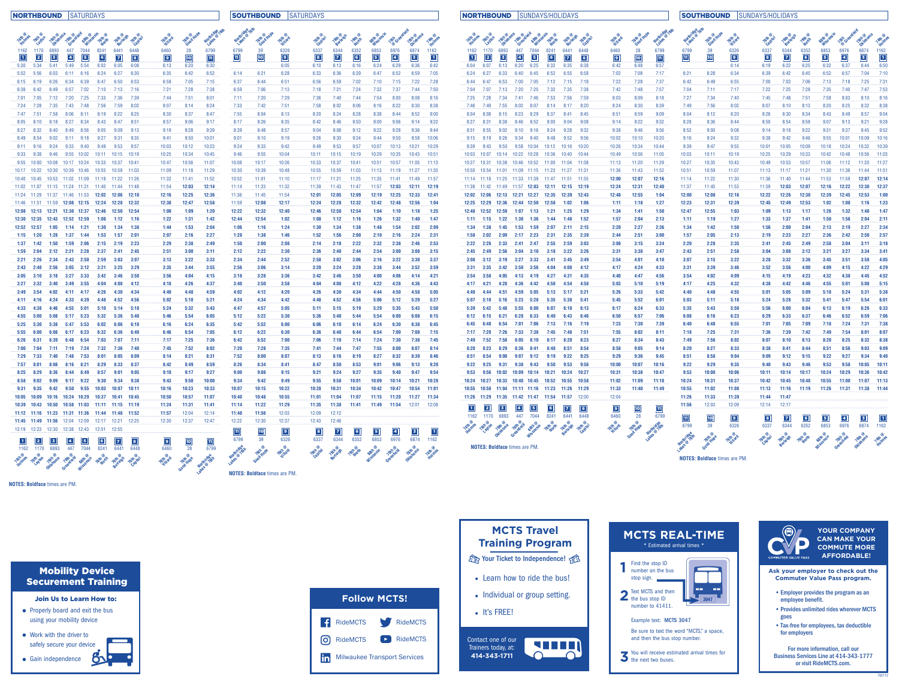## NORTHBOUND | SATURDAYS

| 76th @ Holmes | 76th @ Layton | 76th @ Oklahoma | 76th @ Greenfield | 68th @ Wisconsin | 76th @ North | 76th @ Burleigh | 76th @ Capitol | 76th @ Villard | 76th @ Good Hope | Northridge Lakes @ 76th |
|---|---|---|---|---|---|---|---|---|---|---|
| 1 | 2 | 3 | 4 | 5 | 6 | 7 | 8 | 9 | 10 | 11 |
| 1162 | 1170 | 6893 | 447 | 7044 | 8241 | 6441 | 6448 | 6460 | 28 | 6799 |
| 5:30 | 5:34 | 5:41 | 5:49 | 5:54 | 6:02 | 6:05 | 6:08 | 6:13 | 6:20 | 6:30 |
| 5:52 | 5:56 | 6:03 | 6:11 | 6:16 | 6:24 | 6:27 | 6:30 | 6:35 | 6:42 | 6:52 |
| 6:15 | 6:19 | 6:26 | 6:34 | 6:39 | 6:47 | 6:50 | 6:53 | 6:58 | 7:05 | 7:15 |
| 6:38 | 6:42 | 6:49 | 6:57 | 7:02 | 7:10 | 7:13 | 7:16 | 7:21 | 7:28 | 7:38 |
| 7:01 | 7:05 | 7:12 | 7:20 | 7:25 | 7:33 | 7:36 | 7:39 | 7:44 | 7:51 | 8:01 |
| 7:24 | 7:28 | 7:35 | 7:43 | 7:48 | 7:56 | 7:59 | 8:02 | 8:07 | 8:14 | 8:24 |
| 7:47 | 7:51 | 7:58 | 8:06 | 8:11 | 8:19 | 8:22 | 8:25 | 8:30 | 8:37 | 8:47 |
| 8:05 | 8:10 | 8:18 | 8:27 | 8:34 | 8:43 | 8:47 | 8:51 | 8:57 | 9:06 | 9:17 |
| 8:27 | 8:32 | 8:40 | 8:49 | 8:56 | 9:05 | 9:09 | 9:13 | 9:19 | 9:28 | 9:39 |
| 8:49 | 8:54 | 9:02 | 9:11 | 9:18 | 9:27 | 9:31 | 9:35 | 9:41 | 9:50 | 10:01 |
| 9:11 | 9:16 | 9:24 | 9:33 | 9:40 | 9:49 | 9:53 | 9:57 | 10:03 | 10:12 | 10:23 |
| 9:33 | 9:38 | 9:46 | 9:55 | 10:02 | 10:11 | 10:15 | 10:19 | 10:25 | 10:34 | 10:45 |
| 9:55 | 10:00 | 10:08 | 10:17 | 10:24 | 10:33 | 10:37 | 10:41 | 10:47 | 10:56 | 11:07 |
| 10:17 | 10:22 | 10:30 | 10:39 | 10:46 | 10:55 | 10:59 | 11:03 | 11:09 | 11:18 | 11:29 |
| 10:40 | 10:45 | 10:53 | 11:02 | 11:09 | 11:18 | 11:22 | 11:26 | 11:32 | 11:41 | 11:52 |
| 11:02 | 11:07 | 11:15 | 11:24 | 11:31 | 11:40 | 11:44 | 11:48 | 11:54 | 12:03 | 12:14 |
| 11:24 | 11:29 | 11:37 | 11:46 | 11:53 | 12:02 | 12:06 | 12:10 | 12:16 | 12:25 | 12:36 |
| 11:46 | 11:51 | 11:59 | 12:08 | 12:15 | 12:24 | 12:28 | 12:32 | 12:38 | 12:47 | 12:58 |
| 12:08 | 12:13 | 12:21 | 12:30 | 12:37 | 12:46 | 12:50 | 12:54 | 1:00 | 1:09 | 1:20 |
| 12:30 | 12:35 | 12:43 | 12:52 | 12:59 | 1:08 | 1:12 | 1:16 | 1:22 | 1:31 | 1:42 |
| 12:52 | 12:57 | 1:05 | 1:14 | 1:21 | 1:30 | 1:34 | 1:38 | 1:44 | 1:53 | 2:04 |
| 1:15 | 1:20 | 1:28 | 1:37 | 1:44 | 1:53 | 1:57 | 2:01 | 2:07 | 2:16 | 2:27 |
| 1:37 | 1:42 | 1:50 | 1:59 | 2:06 | 2:15 | 2:19 | 2:23 | 2:29 | 2:38 | 2:49 |
| 1:59 | 2:04 | 2:12 | 2:21 | 2:28 | 2:37 | 2:41 | 2:45 | 2:51 | 3:00 | 3:11 |
| 2:21 | 2:26 | 2:34 | 2:43 | 2:50 | 2:59 | 3:03 | 3:07 | 3:13 | 3:22 | 3:33 |
| 2:43 | 2:48 | 2:56 | 3:05 | 3:12 | 3:21 | 3:25 | 3:29 | 3:35 | 3:44 | 3:55 |
| 3:05 | 3:10 | 3:18 | 3:27 | 3:33 | 3:42 | 3:46 | 3:50 | 3:56 | 4:04 | 4:15 |
| 3:27 | 3:32 | 3:40 | 3:49 | 3:55 | 4:04 | 4:08 | 4:12 | 4:18 | 4:26 | 4:37 |
| 3:49 | 3:54 | 4:02 | 4:11 | 4:17 | 4:26 | 4:30 | 4:34 | 4:40 | 4:48 | 4:59 |
| 4:11 | 4:16 | 4:24 | 4:33 | 4:39 | 4:48 | 4:52 | 4:56 | 5:02 | 5:10 | 5:21 |
| 4:33 | 4:38 | 4:46 | 4:55 | 5:01 | 5:10 | 5:14 | 5:18 | 5:24 | 5:32 | 5:43 |
| 4:55 | 5:00 | 5:08 | 5:17 | 5:23 | 5:32 | 5:36 | 5:40 | 5:46 | 5:54 | 6:05 |
| 5:25 | 5:30 | 5:38 | 5:47 | 5:53 | 6:02 | 6:06 | 6:10 | 6:16 | 6:24 | 6:35 |
| 5:55 | 6:00 | 6:08 | 6:17 | 6:23 | 6:32 | 6:36 | 6:40 | 6:46 | 6:54 | 7:05 |
| 6:26 | 6:31 | 6:39 | 6:48 | 6:54 | 7:03 | 7:07 | 7:11 | 7:17 | 7:25 | 7:36 |
| 7:00 | 7:04 | 7:11 | 7:19 | 7:24 | 7:32 | 7:36 | 7:40 | 7:45 | 7:52 | 8:02 |
| 7:29 | 7:33 | 7:40 | 7:48 | 7:53 | 8:01 | 8:05 | 8:09 | 8:14 | 8:21 | 8:31 |
| 7:57 | 8:01 | 8:08 | 8:16 | 8:21 | 8:29 | 8:33 | 8:37 | 8:42 | 8:49 | 8:59 |
| 8:25 | 8:29 | 8:36 | 8:44 | 8:49 | 8:57 | 9:01 | 9:05 | 9:10 | 9:17 | 9:27 |
| 8:58 | 9:02 | 9:09 | 9:17 | 9:22 | 9:30 | 9:34 | 9:38 | 9:43 | 9:50 | 10:00 |
| 9:31 | 9:35 | 9:42 | 9:50 | 9:55 | 10:03 | 10:07 | 10:11 | 10:16 | 10:23 | 10:33 |
| 10:05 | 10:09 | 10:16 | 10:24 | 10:29 | 10:37 | 10:41 | 10:45 | 10:50 | 10:57 | 11:07 |
| 10:39 | 10:43 | 10:50 | 10:58 | 11:03 | 11:11 | 11:15 | 11:19 | 11:24 | 11:31 | 11:41 |
| 11:12 | 11:16 | 11:23 | 11:31 | 11:36 | 11:44 | 11:48 | 11:52 | 11:57 | 12:04 | 12:14 |
| 11:45 | 11:49 | 11:56 | 12:04 | 12:09 | 12:17 | 12:21 | 12:25 | 12:30 | 12:37 | 12:47 |
| 12:19 | 12:23 | 12:30 | 12:38 | 12:43 | 12:51 | 12:55 | | | | |

NOTES: Boldface times are PM.

## SOUTHBOUND | SATURDAYS

| Northridge Lakes @ 76th | 76th @ Good Hope | 76th @ Villard | 76th @ Capitol | 76th @ Burleigh | 76th @ North | 68th @ Wisconsin | 76th @ Greenfield | 76th @ Oklahoma | 76th @ Holmes |
|---|---|---|---|---|---|---|---|---|---|
| 11 | 10 | 9 | 8 | 7 | 6 | 5 | 4 | 3 | 1 |
| 6799 | 39 | 6326 | 6337 | 6344 | 6352 | 6853 | 6976 | 6874 | 1162 |
| | | 6:05 | 6:10 | 6:13 | 6:16 | 6:24 | 6:29 | 6:36 | 6:42 |
| 6:14 | 6:21 | 6:28 | 6:33 | 6:36 | 6:39 | 6:47 | 6:52 | 6:59 | 7:05 |
| 6:37 | 6:44 | 6:51 | 6:56 | 6:59 | 7:02 | 7:10 | 7:15 | 7:22 | 7:28 |
| 6:59 | 7:06 | 7:13 | 7:18 | 7:21 | 7:24 | 7:32 | 7:37 | 7:44 | 7:50 |
| 7:11 | 7:20 | 7:29 | 7:36 | 7:40 | 7:44 | 7:54 | 8:00 | 8:08 | 8:16 |
| 7:33 | 7:42 | 7:51 | 7:58 | 8:02 | 8:06 | 8:16 | 8:22 | 8:30 | 8:38 |
| 7:55 | 8:04 | 8:13 | 8:20 | 8:24 | 8:28 | 8:38 | 8:44 | 8:52 | 9:00 |
| 8:17 | 8:26 | 8:35 | 8:42 | 8:46 | 8:50 | 9:00 | 9:06 | 9:14 | 9:22 |
| 8:39 | 8:48 | 8:57 | 9:04 | 9:08 | 9:12 | 9:22 | 9:28 | 9:36 | 9:44 |
| 9:01 | 9:10 | 9:19 | 9:26 | 9:30 | 9:34 | 9:44 | 9:50 | 9:58 | 10:06 |
| 9:24 | 9:33 | 9:42 | 9:49 | 9:53 | 9:57 | 10:07 | 10:13 | 10:21 | 10:29 |
| 9:46 | 9:55 | 10:04 | 10:11 | 10:15 | 10:19 | 10:29 | 10:35 | 10:43 | 10:51 |
| 10:08 | 10:17 | 10:26 | 10:33 | 10:37 | 10:41 | 10:51 | 10:57 | 11:05 | 11:13 |
| 10:30 | 10:39 | 10:48 | 10:55 | 10:59 | 11:03 | 11:13 | 11:19 | 11:27 | 11:35 |
| 10:52 | 11:01 | 11:10 | 11:17 | 11:21 | 11:25 | 11:35 | 11:41 | 11:49 | 11:57 |
| 11:14 | 11:23 | 11:32 | 11:39 | 11:43 | 11:47 | 11:57 | 12:03 | 12:11 | 12:19 |
| 11:36 | 11:45 | 11:54 | 12:01 | 12:05 | 12:09 | 12:19 | 12:25 | 12:33 | 12:41 |
| 11:59 | 12:08 | 12:17 | 12:24 | 12:28 | 12:32 | 12:42 | 12:48 | 12:56 | 1:04 |
| 12:22 | 12:32 | 12:40 | 12:46 | 12:50 | 12:54 | 1:04 | 1:10 | 1:18 | 1:25 |
| 12:44 | 12:54 | 1:02 | 1:08 | 1:12 | 1:16 | 1:26 | 1:32 | 1:40 | 1:47 |
| 1:06 | 1:16 | 1:24 | 1:30 | 1:34 | 1:38 | 1:48 | 1:54 | 2:02 | 2:09 |
| 1:28 | 1:38 | 1:46 | 1:52 | 1:56 | 2:00 | 2:10 | 2:16 | 2:24 | 2:31 |
| 1:50 | 2:00 | 2:08 | 2:14 | 2:18 | 2:22 | 2:32 | 2:38 | 2:46 | 2:53 |
| 2:12 | 2:22 | 2:30 | 2:36 | 2:40 | 2:44 | 2:54 | 3:00 | 3:08 | 3:15 |
| 2:34 | 2:44 | 2:52 | 2:58 | 3:02 | 3:06 | 3:16 | 3:22 | 3:30 | 3:37 |
| 2:56 | 3:06 | 3:14 | 3:20 | 3:24 | 3:28 | 3:38 | 3:44 | 3:52 | 3:59 |
| 3:18 | 3:28 | 3:36 | 3:42 | 3:46 | 3:50 | 4:00 | 4:06 | 4:14 | 4:21 |
| 3:40 | 3:50 | 3:58 | 4:04 | 4:08 | 4:12 | 4:22 | 4:28 | 4:36 | 4:43 |
| 4:02 | 4:12 | 4:20 | 4:26 | 4:30 | 4:34 | 4:44 | 4:50 | 4:58 | 5:05 |
| 4:24 | 4:34 | 4:42 | 4:48 | 4:52 | 4:56 | 5:06 | 5:12 | 5:20 | 5:27 |
| 4:47 | 4:57 | 5:05 | 5:11 | 5:15 | 5:19 | 5:29 | 5:35 | 5:43 | 5:50 |
| 5:12 | 5:22 | 5:30 | 5:36 | 5:40 | 5:44 | 5:54 | 6:00 | 6:08 | 6:15 |
| 5:42 | 5:52 | 6:00 | 6:06 | 6:10 | 6:14 | 6:24 | 6:30 | 6:38 | 6:45 |
| 6:12 | 6:22 | 6:30 | 6:36 | 6:40 | 6:44 | 6:54 | 7:00 | 7:08 | 7:15 |
| 6:42 | 6:52 | 7:00 | 7:06 | 7:10 | 7:14 | 7:24 | 7:30 | 7:38 | 7:45 |
| 7:20 | 7:28 | 7:35 | 7:41 | 7:44 | 7:47 | 7:55 | 8:00 | 8:07 | 8:14 |
| 7:52 | 8:00 | 8:07 | 8:13 | 8:16 | 8:19 | 8:27 | 8:32 | 8:39 | 8:46 |
| 8:26 | 8:34 | 8:41 | 8:47 | 8:50 | 8:53 | 9:01 | 9:06 | 9:13 | 9:20 |
| 9:00 | 9:08 | 9:15 | 9:21 | 9:24 | 9:27 | 9:35 | 9:40 | 9:47 | 9:54 |
| 9:34 | 9:42 | 9:49 | 9:55 | 9:58 | 10:01 | 10:09 | 10:14 | 10:21 | 10:28 |
| 10:07 | 10:15 | 10:22 | 10:28 | 10:31 | 10:34 | 10:42 | 10:47 | 10:54 | 11:01 |
| 10:40 | 10:48 | 10:55 | 11:01 | 11:04 | 11:07 | 11:15 | 11:20 | 11:27 | 11:34 |
| 11:14 | 11:22 | 11:29 | 11:35 | 11:38 | 11:41 | 11:49 | 11:54 | 12:01 | 12:08 |
| 11:48 | 11:56 | 12:03 | 12:09 | 12:12 | | | | | |
| 12:22 | 12:30 | 12:37 | 12:43 | 12:46 | | | | | |

NOTES: Boldface times are PM.

## NORTHBOUND | SUNDAYS/HOLIDAYS

| 76th @ Holmes | 76th @ Layton | 76th @ Oklahoma | 76th @ Greenfield | 68th @ Wisconsin | 76th @ North | 76th @ Burleigh | 76th @ Capitol | 76th @ Villard | 76th @ Good Hope | Northridge Lakes @ 76th |
|---|---|---|---|---|---|---|---|---|---|---|
| 1 | 2 | 3 | 4 | 5 | 6 | 7 | 8 | 9 | 10 | 11 |
| 1162 | 1170 | 6893 | 447 | 7044 | 8241 | 6441 | 6448 | 6460 | 28 | 6799 |
| 6:04 | 6:07 | 6:13 | 6:20 | 6:25 | 6:32 | 6:35 | 6:38 | 6:42 | 6:48 | 6:57 |
| 6:24 | 6:27 | 6:33 | 6:40 | 6:45 | 6:52 | 6:55 | 6:58 | 7:02 | 7:08 | 7:17 |
| 6:44 | 6:47 | 6:53 | 7:00 | 7:05 | 7:12 | 7:15 | 7:18 | 7:22 | 7:28 | 7:37 |
| 7:04 | 7:07 | 7:13 | 7:20 | 7:25 | 7:32 | 7:35 | 7:38 | 7:42 | 7:48 | 7:57 |
| 7:25 | 7:28 | 7:34 | 7:41 | 7:46 | 7:53 | 7:56 | 7:59 | 8:03 | 8:09 | 8:18 |
| 7:46 | 7:49 | 7:55 | 8:02 | 8:07 | 8:14 | 8:17 | 8:20 | 8:24 | 8:30 | 8:39 |
| 8:04 | 8:08 | 8:15 | 8:23 | 8:29 | 8:37 | 8:41 | 8:45 | 8:51 | 8:59 | 9:09 |
| 8:27 | 8:31 | 8:38 | 8:46 | 8:52 | 9:00 | 9:04 | 9:08 | 9:14 | 9:22 | 9:32 |
| 8:51 | 8:55 | 9:02 | 9:10 | 9:16 | 9:24 | 9:28 | 9:32 | 9:38 | 9:46 | 9:56 |
| 9:15 | 9:19 | 9:26 | 9:34 | 9:40 | 9:48 | 9:52 | 9:56 | 10:02 | 10:10 | 10:20 |
| 9:39 | 9:43 | 9:50 | 9:58 | 10:04 | 10:12 | 10:16 | 10:20 | 10:26 | 10:34 | 10:44 |
| 10:03 | 10:07 | 10:14 | 10:22 | 10:28 | 10:36 | 10:40 | 10:44 | 10:49 | 10:56 | 11:05 |
| 10:27 | 10:31 | 10:38 | 10:46 | 10:52 | 11:00 | 11:04 | 11:08 | 11:13 | 11:20 | 11:29 |
| 10:50 | 10:54 | 11:01 | 11:09 | 11:15 | 11:23 | 11:27 | 11:31 | 11:36 | 11:43 | 11:52 |
| 11:14 | 11:18 | 11:25 | 11:33 | 11:39 | 11:47 | 11:51 | 11:55 | 12:00 | 12:07 | 12:16 |
| 11:38 | 11:42 | 11:49 | 11:57 | 12:03 | 12:11 | 12:15 | 12:19 | 12:24 | 12:31 | 12:40 |
| 12:02 | 12:06 | 12:13 | 12:21 | 12:27 | 12:35 | 12:39 | 12:43 | 12:48 | 12:55 | 1:04 |
| 12:25 | 12:29 | 12:36 | 12:44 | 12:50 | 12:58 | 1:02 | 1:06 | 1:11 | 1:18 | 1:27 |
| 12:48 | 12:52 | 12:59 | 1:07 | 1:13 | 1:21 | 1:25 | 1:29 | 1:34 | 1:41 | 1:50 |
| 1:11 | 1:15 | 1:22 | 1:30 | 1:36 | 1:44 | 1:48 | 1:52 | 1:57 | 2:04 | 2:13 |
| 1:34 | 1:38 | 1:45 | 1:53 | 1:59 | 2:07 | 2:11 | 2:15 | 2:20 | 2:27 | 2:36 |
| 1:58 | 2:02 | 2:09 | 2:17 | 2:23 | 2:31 | 2:35 | 2:39 | 2:44 | 2:51 | 3:00 |
| 2:22 | 2:26 | 2:33 | 2:41 | 2:47 | 2:55 | 2:59 | 3:03 | 3:08 | 3:15 | 3:24 |
| 2:45 | 2:49 | 2:56 | 3:04 | 3:10 | 3:18 | 3:22 | 3:26 | 3:31 | 3:38 | 3:47 |
| 3:08 | 3:12 | 3:19 | 3:27 | 3:33 | 3:41 | 3:45 | 3:49 | 3:54 | 4:01 | 4:10 |
| 3:31 | 3:35 | 3:42 | 3:50 | 3:56 | 4:04 | 4:08 | 4:12 | 4:17 | 4:24 | 4:33 |
| 3:54 | 3:58 | 4:05 | 4:13 | 4:19 | 4:27 | 4:31 | 4:35 | 4:40 | 4:47 | 4:56 |
| 4:17 | 4:21 | 4:28 | 4:36 | 4:42 | 4:50 | 4:54 | 4:58 | 5:03 | 5:10 | 5:19 |
| 4:40 | 4:44 | 4:51 | 4:59 | 5:05 | 5:13 | 5:17 | 5:21 | 5:26 | 5:33 | 5:42 |
| 5:07 | 5:10 | 5:16 | 5:23 | 5:28 | 5:35 | 5:38 | 5:41 | 5:45 | 5:52 | 6:01 |
| 5:39 | 5:42 | 5:48 | 5:55 | 6:00 | 6:07 | 6:10 | 6:13 | 6:17 | 6:24 | 6:33 |
| 6:12 | 6:15 | 6:21 | 6:28 | 6:33 | 6:40 | 6:43 | 6:46 | 6:50 | 6:57 | 7:06 |
| 6:45 | 6:48 | 6:54 | 7:01 | 7:06 | 7:13 | 7:16 | 7:19 | 7:23 | 7:30 | 7:39 |
| 7:17 | 7:20 | 7:26 | 7:33 | 7:38 | 7:45 | 7:48 | 7:51 | 7:55 | 8:02 | 8:11 |
| 7:49 | 7:52 | 7:58 | 8:05 | 8:10 | 8:17 | 8:20 | 8:23 | 8:27 | 8:34 | 8:43 |
| 8:20 | 8:23 | 8:29 | 8:36 | 8:41 | 8:48 | 8:51 | 8:54 | 8:58 | 9:05 | 9:14 |
| 8:51 | 8:54 | 9:00 | 9:07 | 9:12 | 9:19 | 9:22 | 9:25 | 9:29 | 9:36 | 9:45 |
| 9:22 | 9:25 | 9:31 | 9:38 | 9:43 | 9:50 | 9:53 | 9:56 | 10:00 | 10:07 | 10:16 |
| 9:53 | 9:56 | 10:02 | 10:09 | 10:14 | 10:21 | 10:24 | 10:27 | 10:31 | 10:38 | 10:47 |
| 10:24 | 10:27 | 10:33 | 10:40 | 10:45 | 10:52 | 10:55 | 10:58 | 11:02 | 11:09 | 11:18 |
| 10:55 | 10:58 | 11:04 | 11:11 | 11:16 | 11:23 | 11:26 | 11:29 | 11:33 | 11:40 | 11:49 |
| 11:26 | 11:29 | 11:35 | 11:42 | 11:47 | 11:54 | 11:57 | 12:00 | 12:04 | | |

NOTES: Boldface times are PM.

## SOUTHBOUND | SUNDAYS/HOLIDAYS

| Northridge Lakes @ 76th | 76th @ Good Hope | 76th @ Villard | 76th @ Capitol | 76th @ Burleigh | 76th @ North | 68th @ Wisconsin | 76th @ Greenfield | 76th @ Oklahoma | 76th @ Holmes |
|---|---|---|---|---|---|---|---|---|---|
| 11 | 10 | 9 | 8 | 7 | 6 | 5 | 4 | 3 | 1 |
| 6799 | 39 | 6326 | 6337 | 6344 | 6352 | 6853 | 6976 | 6874 | 1162 |
| | | 6:14 | 6:19 | 6:22 | 6:25 | 6:32 | 6:37 | 6:44 | 6:50 |
| 6:21 | 6:28 | 6:34 | 6:39 | 6:42 | 6:45 | 6:52 | 6:57 | 7:04 | 7:10 |
| 6:42 | 6:49 | 6:55 | 7:00 | 7:03 | 7:06 | 7:13 | 7:18 | 7:25 | 7:31 |
| 7:04 | 7:11 | 7:17 | 7:22 | 7:25 | 7:28 | 7:35 | 7:40 | 7:47 | 7:53 |
| 7:27 | 7:34 | 7:40 | 7:45 | 7:48 | 7:51 | 7:58 | 8:03 | 8:10 | 8:16 |
| 7:49 | 7:56 | 8:02 | 8:07 | 8:10 | 8:13 | 8:20 | 8:25 | 8:32 | 8:38 |
| 8:04 | 8:12 | 8:20 | 8:26 | 8:30 | 8:34 | 8:43 | 8:49 | 8:57 | 9:04 |
| 8:28 | 8:36 | 8:44 | 8:50 | 8:54 | 8:58 | 9:07 | 9:13 | 9:21 | 9:28 |
| 8:52 | 9:00 | 9:08 | 9:14 | 9:18 | 9:22 | 9:31 | 9:37 | 9:45 | 9:52 |
| 9:16 | 9:24 | 9:32 | 9:38 | 9:42 | 9:46 | 9:55 | 10:01 | 10:09 | 10:16 |
| 9:39 | 9:47 | 9:55 | 10:01 | 10:05 | 10:09 | 10:18 | 10:24 | 10:32 | 10:39 |
| 10:03 | 10:11 | 10:19 | 10:25 | 10:29 | 10:33 | 10:42 | 10:48 | 10:56 | 11:03 |
| 10:27 | 10:35 | 10:43 | 10:49 | 10:53 | 10:57 | 11:06 | 11:12 | 11:20 | 11:27 |
| 10:51 | 10:59 | 11:07 | 11:13 | 11:17 | 11:21 | 11:30 | 11:36 | 11:44 | 11:51 |
| 11:14 | 11:22 | 11:30 | 11:36 | 11:40 | 11:44 | 11:53 | 11:59 | 12:07 | 12:14 |
| 11:37 | 11:45 | 11:53 | 11:59 | 12:03 | 12:07 | 12:16 | 12:22 | 12:30 | 12:37 |
| 12:00 | 12:08 | 12:16 | 12:22 | 12:26 | 12:30 | 12:39 | 12:45 | 12:53 | 1:00 |
| 12:23 | 12:31 | 12:39 | 12:45 | 12:49 | 12:53 | 1:02 | 1:08 | 1:16 | 1:23 |
| 12:47 | 12:55 | 1:03 | 1:09 | 1:13 | 1:17 | 1:26 | 1:32 | 1:40 | 1:47 |
| 1:11 | 1:19 | 1:27 | 1:33 | 1:37 | 1:41 | 1:50 | 1:56 | 2:04 | 2:11 |
| 1:34 | 1:42 | 1:50 | 1:56 | 2:00 | 2:04 | 2:13 | 2:19 | 2:27 | 2:34 |
| 1:57 | 2:05 | 2:13 | 2:19 | 2:23 | 2:27 | 2:36 | 2:42 | 2:50 | 2:57 |
| 2:20 | 2:28 | 2:35 | 2:41 | 2:45 | 2:49 | 2:58 | 3:04 | 3:11 | 3:18 |
| 2:43 | 2:51 | 2:58 | 3:04 | 3:08 | 3:12 | 3:21 | 3:27 | 3:34 | 3:41 |
| 3:07 | 3:15 | 3:22 | 3:28 | 3:32 | 3:36 | 3:45 | 3:51 | 3:58 | 4:05 |
| 3:31 | 3:39 | 3:46 | 3:52 | 3:56 | 4:00 | 4:09 | 4:15 | 4:22 | 4:29 |
| 3:54 | 4:02 | 4:09 | 4:15 | 4:19 | 4:23 | 4:32 | 4:38 | 4:45 | 4:52 |
| 4:17 | 4:25 | 4:32 | 4:38 | 4:42 | 4:46 | 4:55 | 5:01 | 5:08 | 5:15 |
| 4:40 | 4:48 | 4:55 | 5:01 | 5:05 | 5:09 | 5:18 | 5:24 | 5:31 | 5:38 |
| 5:03 | 5:11 | 5:18 | 5:24 | 5:28 | 5:32 | 5:41 | 5:47 | 5:54 | 6:01 |
| 5:35 | 5:43 | 5:50 | 5:56 | 6:00 | 6:04 | 6:13 | 6:19 | 6:26 | 6:33 |
| 6:08 | 6:16 | 6:23 | 6:29 | 6:33 | 6:37 | 6:46 | 6:52 | 6:59 | 7:06 |
| 6:40 | 6:48 | 6:55 | 7:01 | 7:05 | 7:09 | 7:18 | 7:24 | 7:31 | 7:38 |
| 7:18 | 7:25 | 7:31 | 7:36 | 7:39 | 7:42 | 7:49 | 7:54 | 8:01 | 8:07 |
| 7:49 | 7:56 | 8:02 | 8:07 | 8:10 | 8:13 | 8:20 | 8:25 | 8:32 | 8:38 |
| 8:20 | 8:27 | 8:33 | 8:38 | 8:41 | 8:44 | 8:51 | 8:56 | 9:03 | 9:09 |
| 8:51 | 8:58 | 9:04 | 9:09 | 9:12 | 9:15 | 9:22 | 9:27 | 9:34 | 9:40 |
| 9:22 | 9:29 | 9:35 | 9:40 | 9:43 | 9:46 | 9:53 | 9:58 | 10:05 | 10:11 |
| 9:53 | 10:00 | 10:06 | 10:11 | 10:14 | 10:17 | 10:24 | 10:29 | 10:36 | 10:42 |
| 10:24 | 10:31 | 10:37 | 10:42 | 10:45 | 10:48 | 10:55 | 11:00 | 11:07 | 11:13 |
| 10:55 | 11:02 | 11:08 | 11:13 | 11:16 | 11:19 | 11:26 | 11:31 | 11:38 | 11:44 |
| 11:26 | 11:33 | 11:39 | 11:44 | 11:47 | | | | | |
| 11:56 | 12:03 | 12:09 | 12:14 | 12:17 | | | | | |

NOTES: Boldface times are PM.

## Mobility Device Securement Training

**Join Us to Learn How to:**

- Properly board and exit the bus using your mobility device
- Work with the driver to safely secure your device
- Gain independence

## Follow MCTS!

- RideMCTS
- RideMCTS
- RideMCTS
- RideMCTS
- Milwaukee Transport Services

## MCTS Travel Training Program

Your Ticket to Independence!

- Learn how to ride the bus!
- Individual or group setting.
- It's FREE!

Contact one of our Trainers today, at: **414-343-1711**

## MCTS REAL-TIME

\* Estimated arrival times \*

1. Find the stop ID number on the bus stop sign.
2. Text MCTS and then the bus stop ID number to 41411.

   Example text: **MCTS 3047**

   Be sure to text the word "MCTS," a space, and then the bus stop number.
3. You will receive estimated arrival times for the next two buses.

## YOUR COMPANY CAN MAKE YOUR COMMUTE MORE AFFORDABLE!

COMMUTER VALUE PASS

**Ask your employer to check out the Commuter Value Pass program.**

- Employer provides the program as an employee benefit.
- Provides unlimited rides wherever MCTS goes
- Tax-free for employees, tax deductible for employers

For more information, call our Business Services Line at 414-343-1777 or visit RideMCTS.com.

782112